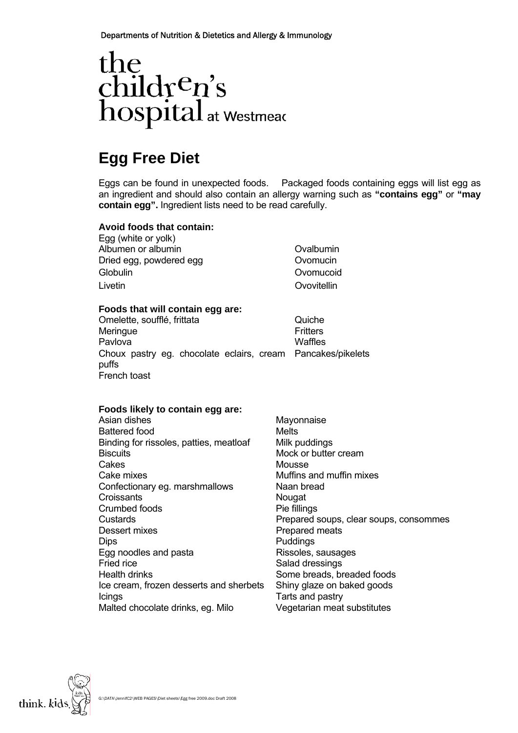Departments of Nutrition & Dietetics and Allergy & Immunology

the children's hospital at Westmead

# Egg Free Diet

Eggs can be found in unexpected foods. Packaged foods containing eggs will list egg as an ingredient and should also contain an allergy warning such as **"contains egg"** or **"may contain egg".** Ingredient lists need to be read carefully.

**Avoid foods that contain:**

- Egg (white or yolk)
- Albumen or albumin
- Dried egg, powdered egg
- Globulin
- Livetin
- Ovalbumin
- Ovomucin
- Ovomucoid
- Ovovitellin

**Foods that will contain egg are:**

- Omelette, soufflé, frittata
- Meringue
- Pavlova
- Choux pastry eg. chocolate eclairs, cream puffs
- French toast
- Quiche
- Fritters
- Waffles
- Pancakes/pikelets

**Foods likely to contain egg are:**

- Asian dishes
- Battered food
- Binding for rissoles, patties, meatloaf
- Biscuits
- Cakes
- Cake mixes
- Confectionary eg. marshmallows
- Croissants
- Crumbed foods
- Custards
- Dessert mixes
- Dips
- Egg noodles and pasta
- Fried rice
- Health drinks
- Ice cream, frozen desserts and sherbets
- Icings
- Malted chocolate drinks, eg. Milo
- Mayonnaise
- Melts
- Milk puddings
- Mock or butter cream
- Mousse
- Muffins and muffin mixes
- Naan bread
- Nougat
- Pie fillings
- Prepared soups, clear soups, consommes
- Prepared meats
- Puddings
- Rissoles, sausages
- Salad dressings
- Some breads, breaded foods
- Shiny glaze on baked goods
- Tarts and pastry
- Vegetarian meat substitutes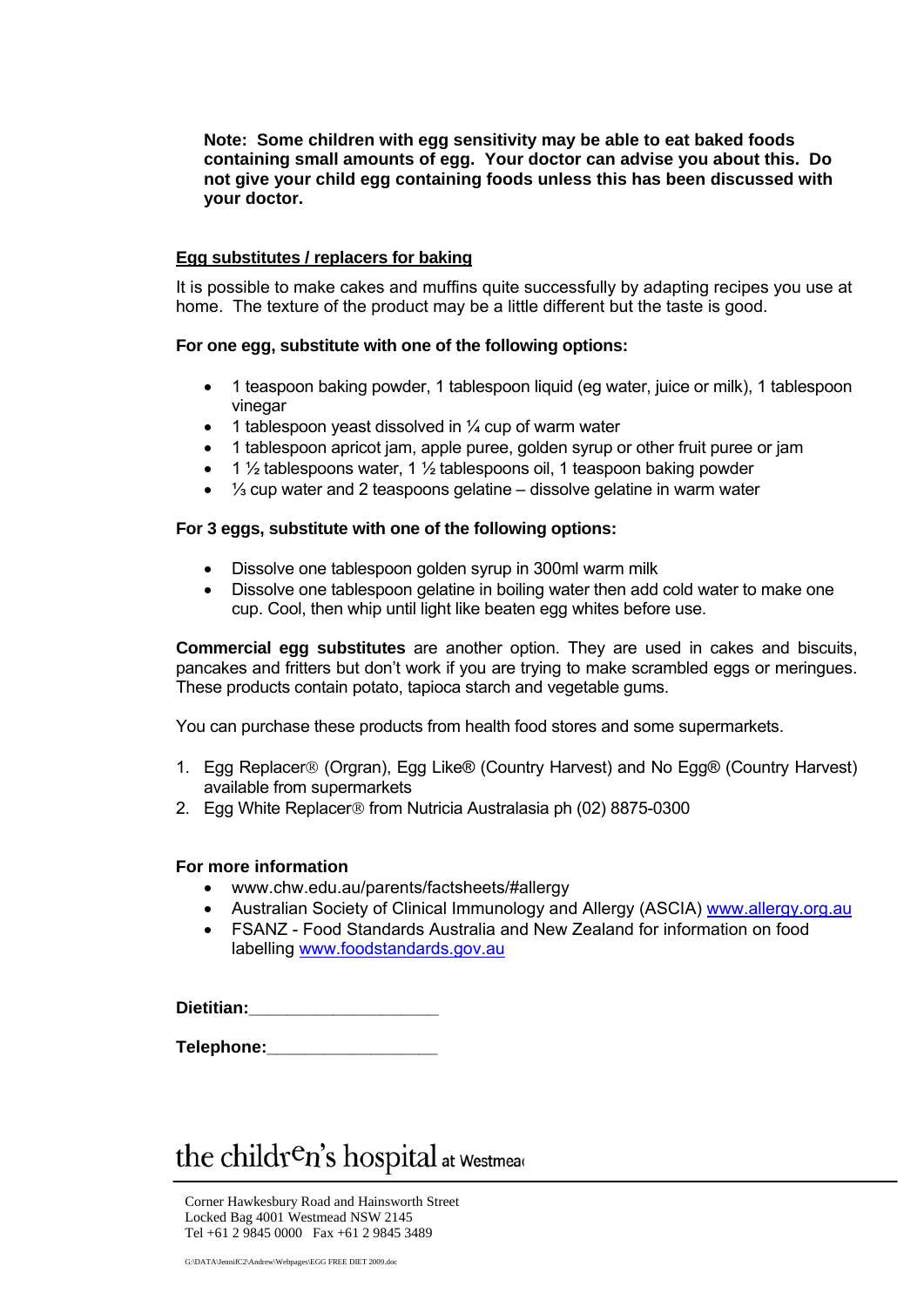**Note: Some children with egg sensitivity may be able to eat baked foods containing small amounts of egg. Your doctor can advise you about this. Do not give your child egg containing foods unless this has been discussed with your doctor.**

## Egg substitutes / replacers for baking

It is possible to make cakes and muffins quite successfully by adapting recipes you use at home. The texture of the product may be a little different but the taste is good.

**For one egg, substitute with one of the following options:**

- 1 teaspoon baking powder, 1 tablespoon liquid (eg water, juice or milk), 1 tablespoon vinegar
- 1 tablespoon yeast dissolved in ¼ cup of warm water
- 1 tablespoon apricot jam, apple puree, golden syrup or other fruit puree or jam
- 1 ½ tablespoons water, 1 ½ tablespoons oil, 1 teaspoon baking powder
- ⅓ cup water and 2 teaspoons gelatine – dissolve gelatine in warm water

**For 3 eggs, substitute with one of the following options:**

- Dissolve one tablespoon golden syrup in 300ml warm milk
- Dissolve one tablespoon gelatine in boiling water then add cold water to make one cup. Cool, then whip until light like beaten egg whites before use.

**Commercial egg substitutes** are another option. They are used in cakes and biscuits, pancakes and fritters but don't work if you are trying to make scrambled eggs or meringues. These products contain potato, tapioca starch and vegetable gums.

You can purchase these products from health food stores and some supermarkets.

1. Egg Replacer® (Orgran), Egg Like® (Country Harvest) and No Egg® (Country Harvest) available from supermarkets
2. Egg White Replacer® from Nutricia Australasia ph (02) 8875-0300

**For more information**

- www.chw.edu.au/parents/factsheets/#allergy
- Australian Society of Clinical Immunology and Allergy (ASCIA) www.allergy.org.au
- FSANZ - Food Standards Australia and New Zealand for information on food labelling www.foodstandards.gov.au

**Dietitian:**____________________

**Telephone:**__________________

the children's hospital at Westmead

Corner Hawkesbury Road and Hainsworth Street
Locked Bag 4001 Westmead NSW 2145
Tel +61 2 9845 0000 Fax +61 2 9845 3489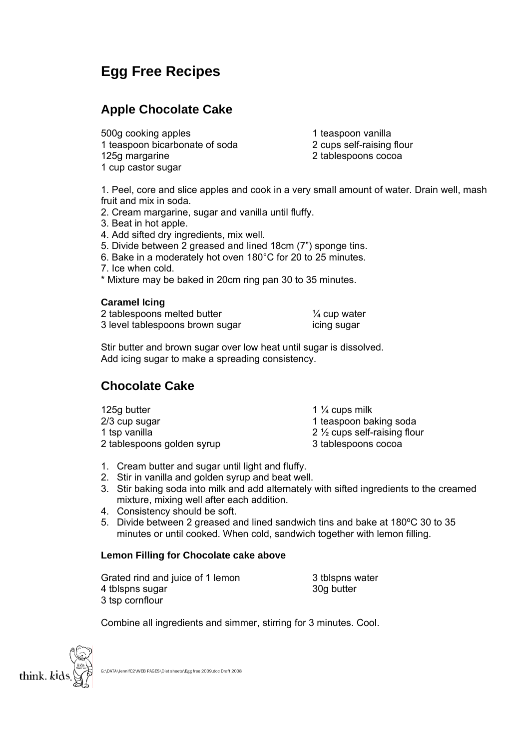# Egg Free Recipes

## Apple Chocolate Cake

500g cooking apples
1 teaspoon bicarbonate of soda
125g margarine
1 cup castor sugar
1 teaspoon vanilla
2 cups self-raising flour
2 tablespoons cocoa

1. Peel, core and slice apples and cook in a very small amount of water. Drain well, mash fruit and mix in soda.
2. Cream margarine, sugar and vanilla until fluffy.
3. Beat in hot apple.
4. Add sifted dry ingredients, mix well.
5. Divide between 2 greased and lined 18cm (7") sponge tins.
6. Bake in a moderately hot oven 180°C for 20 to 25 minutes.
7. Ice when cold.

* Mixture may be baked in 20cm ring pan 30 to 35 minutes.

### Caramel Icing

2 tablespoons melted butter
3 level tablespoons brown sugar
¼ cup water
icing sugar

Stir butter and brown sugar over low heat until sugar is dissolved.
Add icing sugar to make a spreading consistency.

## Chocolate Cake

125g butter
2/3 cup sugar
1 tsp vanilla
2 tablespoons golden syrup
1 ¼ cups milk
1 teaspoon baking soda
2 ½ cups self-raising flour
3 tablespoons cocoa

1. Cream butter and sugar until light and fluffy.
2. Stir in vanilla and golden syrup and beat well.
3. Stir baking soda into milk and add alternately with sifted ingredients to the creamed mixture, mixing well after each addition.
4. Consistency should be soft.
5. Divide between 2 greased and lined sandwich tins and bake at 180ºC 30 to 35 minutes or until cooked. When cold, sandwich together with lemon filling.

### Lemon Filling for Chocolate cake above

Grated rind and juice of 1 lemon
4 tblspns sugar
3 tsp cornflour
3 tblspns water
30g butter

Combine all ingredients and simmer, stirring for 3 minutes. Cool.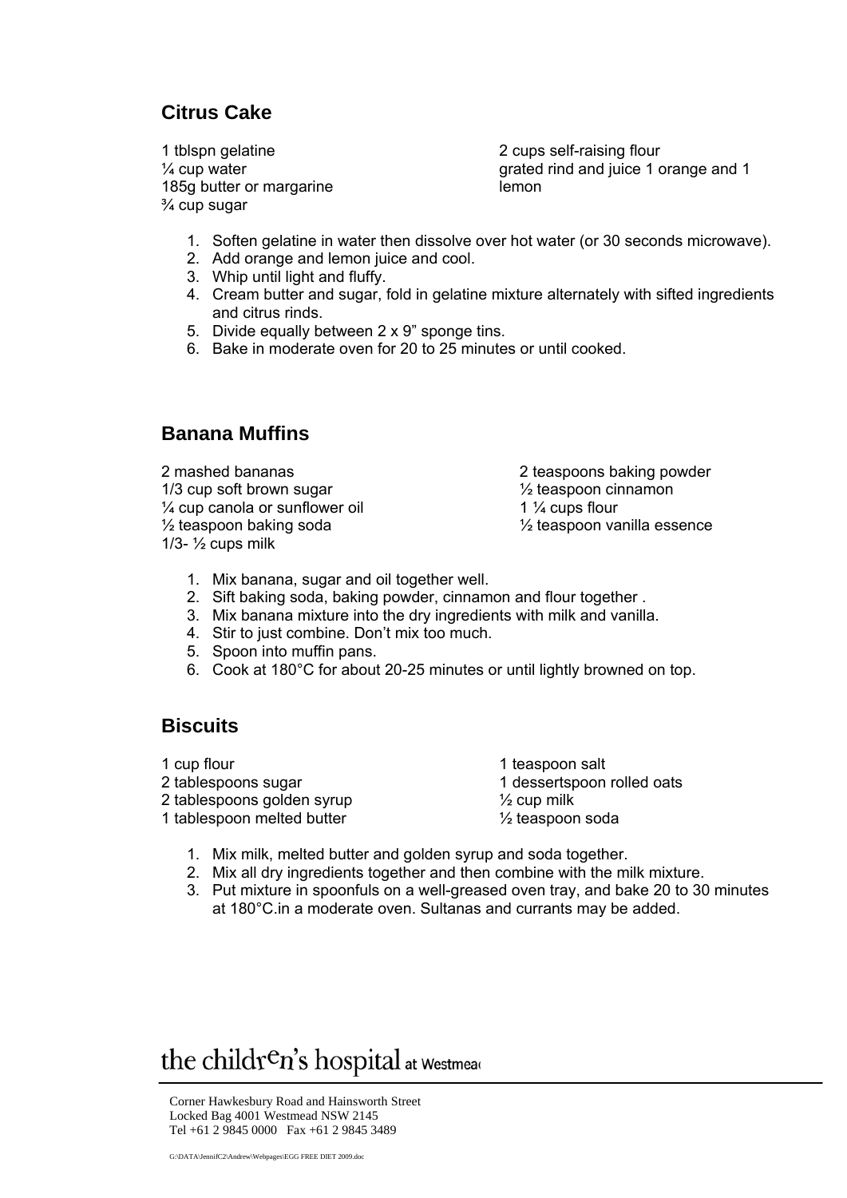## Citus Cake

1 tblspn gelatine
¼ cup water
185g butter or margarine
¾ cup sugar
2 cups self-raising flour
grated rind and juice 1 orange and 1 lemon

1. Soften gelatine in water then dissolve over hot water (or 30 seconds microwave).
2. Add orange and lemon juice and cool.
3. Whip until light and fluffy.
4. Cream butter and sugar, fold in gelatine mixture alternately with sifted ingredients and citrus rinds.
5. Divide equally between 2 x 9" sponge tins.
6. Bake in moderate oven for 20 to 25 minutes or until cooked.

## Banana Muffins

2 mashed bananas
1/3 cup soft brown sugar
¼ cup canola or sunflower oil
½ teaspoon baking soda
1/3- ½ cups milk
2 teaspoons baking powder
½ teaspoon cinnamon
1 ¼ cups flour
½ teaspoon vanilla essence

1. Mix banana, sugar and oil together well.
2. Sift baking soda, baking powder, cinnamon and flour together .
3. Mix banana mixture into the dry ingredients with milk and vanilla.
4. Stir to just combine. Don't mix too much.
5. Spoon into muffin pans.
6. Cook at 180°C for about 20-25 minutes or until lightly browned on top.

## Biscuits

1 cup flour
2 tablespoons sugar
2 tablespoons golden syrup
1 tablespoon melted butter
1 teaspoon salt
1 dessertspoon rolled oats
½ cup milk
½ teaspoon soda

1. Mix milk, melted butter and golden syrup and soda together.
2. Mix all dry ingredients together and then combine with the milk mixture.
3. Put mixture in spoonfuls on a well-greased oven tray, and bake 20 to 30 minutes at 180°C.in a moderate oven. Sultanas and currants may be added.

the children's hospital at Westmead

Corner Hawkesbury Road and Hainsworth Street
Locked Bag 4001 Westmead NSW 2145
Tel +61 2 9845 0000 Fax +61 2 9845 3489

G:\DATA\JennifC2\Andrew\Webpages\EGG FREE DIET 2009.doc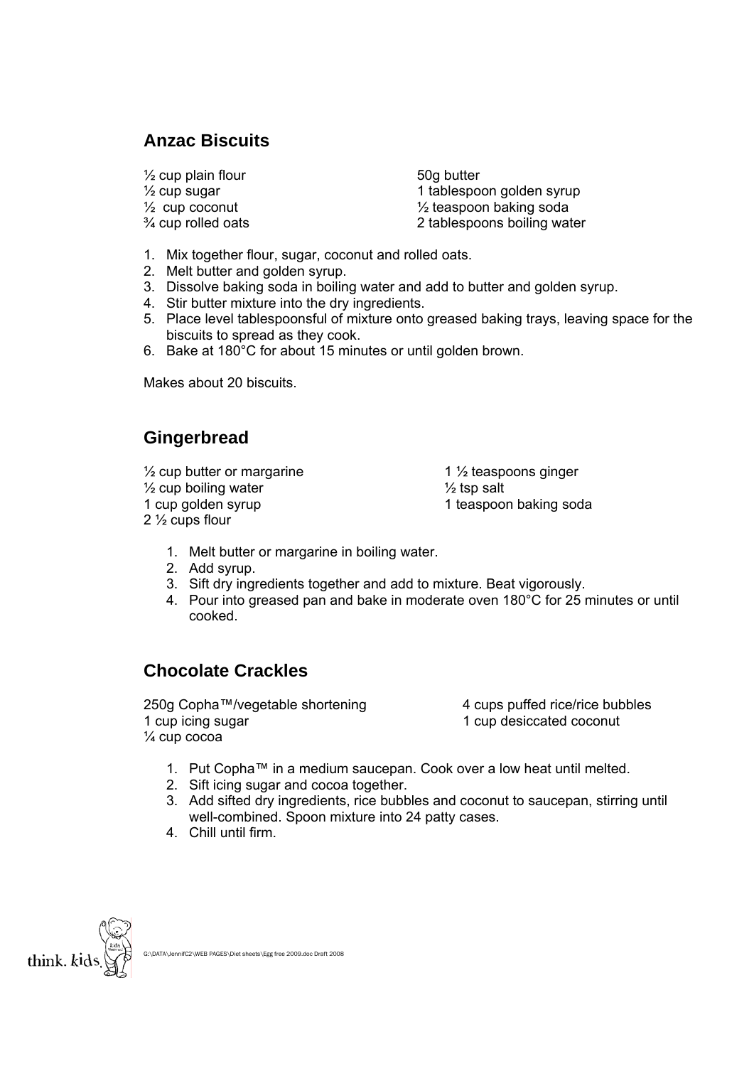## Anzac Biscuits

- ½ cup plain flour
- ½ cup sugar
- ½ cup coconut
- ¾ cup rolled oats
- 50g butter
- 1 tablespoon golden syrup
- ½ teaspoon baking soda
- 2 tablespoons boiling water

1. Mix together flour, sugar, coconut and rolled oats.
2. Melt butter and golden syrup.
3. Dissolve baking soda in boiling water and add to butter and golden syrup.
4. Stir butter mixture into the dry ingredients.
5. Place level tablespoonsful of mixture onto greased baking trays, leaving space for the biscuits to spread as they cook.
6. Bake at 180°C for about 15 minutes or until golden brown.

Makes about 20 biscuits.

## Gingerbread

- ½ cup butter or margarine
- ½ cup boiling water
- 1 cup golden syrup
- 2 ½ cups flour
- 1 ½ teaspoons ginger
- ½ tsp salt
- 1 teaspoon baking soda

1. Melt butter or margarine in boiling water.
2. Add syrup.
3. Sift dry ingredients together and add to mixture. Beat vigorously.
4. Pour into greased pan and bake in moderate oven 180°C for 25 minutes or until cooked.

## Chocolate Crackles

- 250g Copha™/vegetable shortening
- 1 cup icing sugar
- ¼ cup cocoa
- 4 cups puffed rice/rice bubbles
- 1 cup desiccated coconut

1. Put Copha™ in a medium saucepan. Cook over a low heat until melted.
2. Sift icing sugar and cocoa together.
3. Add sifted dry ingredients, rice bubbles and coconut to saucepan, stirring until well-combined. Spoon mixture into 24 patty cases.
4. Chill until firm.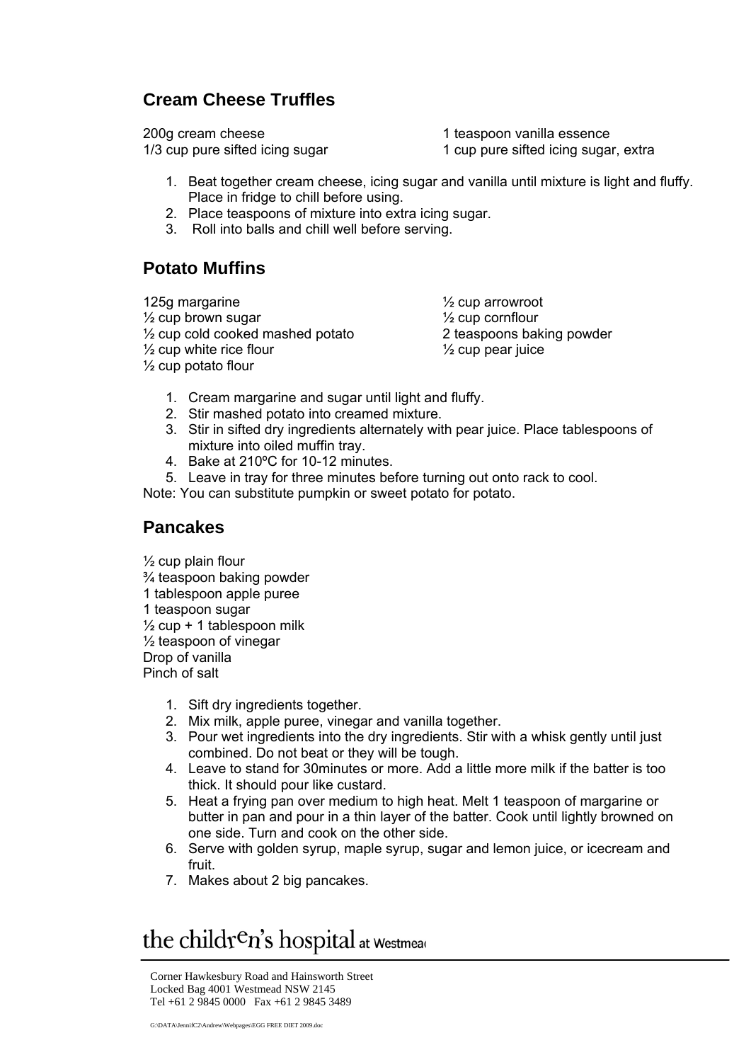## Cream Cheese Truffles

200g cream cheese
1/3 cup pure sifted icing sugar
1 teaspoon vanilla essence
1 cup pure sifted icing sugar, extra

1. Beat together cream cheese, icing sugar and vanilla until mixture is light and fluffy. Place in fridge to chill before using.
2. Place teaspoons of mixture into extra icing sugar.
3. Roll into balls and chill well before serving.

## Potato Muffins

125g margarine
½ cup brown sugar
½ cup cold cooked mashed potato
½ cup white rice flour
½ cup potato flour
½ cup arrowroot
½ cup cornflour
2 teaspoons baking powder
½ cup pear juice

1. Cream margarine and sugar until light and fluffy.
2. Stir mashed potato into creamed mixture.
3. Stir in sifted dry ingredients alternately with pear juice. Place tablespoons of mixture into oiled muffin tray.
4. Bake at 210ºC for 10-12 minutes.
5. Leave in tray for three minutes before turning out onto rack to cool.

Note: You can substitute pumpkin or sweet potato for potato.

## Pancakes

½ cup plain flour
¾ teaspoon baking powder
1 tablespoon apple puree
1 teaspoon sugar
½ cup + 1 tablespoon milk
½ teaspoon of vinegar
Drop of vanilla
Pinch of salt

1. Sift dry ingredients together.
2. Mix milk, apple puree, vinegar and vanilla together.
3. Pour wet ingredients into the dry ingredients. Stir with a whisk gently until just combined. Do not beat or they will be tough.
4. Leave to stand for 30minutes or more. Add a little more milk if the batter is too thick. It should pour like custard.
5. Heat a frying pan over medium to high heat. Melt 1 teaspoon of margarine or butter in pan and pour in a thin layer of the batter. Cook until lightly browned on one side. Turn and cook on the other side.
6. Serve with golden syrup, maple syrup, sugar and lemon juice, or icecream and fruit.
7. Makes about 2 big pancakes.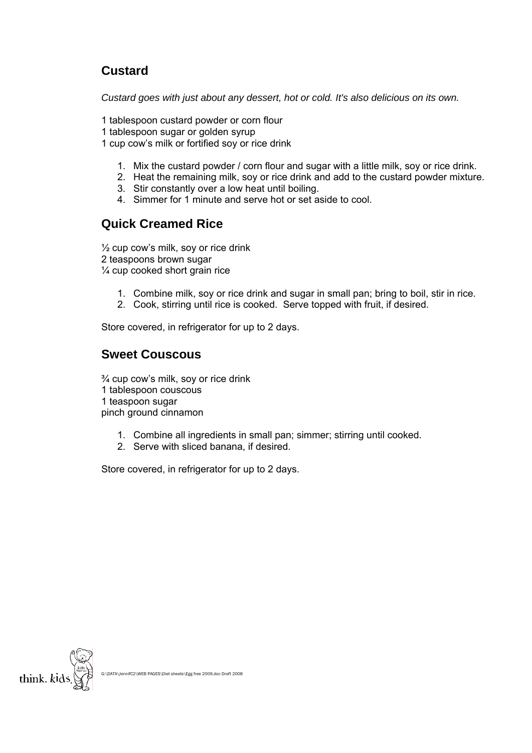## Custard

*Custard goes with just about any dessert, hot or cold. It's also delicious on its own.*

1 tablespoon custard powder or corn flour
1 tablespoon sugar or golden syrup
1 cup cow's milk or fortified soy or rice drink

1. Mix the custard powder / corn flour and sugar with a little milk, soy or rice drink.
2. Heat the remaining milk, soy or rice drink and add to the custard powder mixture.
3. Stir constantly over a low heat until boiling.
4. Simmer for 1 minute and serve hot or set aside to cool.

## Quick Creamed Rice

½ cup cow's milk, soy or rice drink
2 teaspoons brown sugar
¼ cup cooked short grain rice

1. Combine milk, soy or rice drink and sugar in small pan; bring to boil, stir in rice.
2. Cook, stirring until rice is cooked. Serve topped with fruit, if desired.

Store covered, in refrigerator for up to 2 days.

## Sweet Couscous

¾ cup cow's milk, soy or rice drink
1 tablespoon couscous
1 teaspoon sugar
pinch ground cinnamon

1. Combine all ingredients in small pan; simmer; stirring until cooked.
2. Serve with sliced banana, if desired.

Store covered, in refrigerator for up to 2 days.